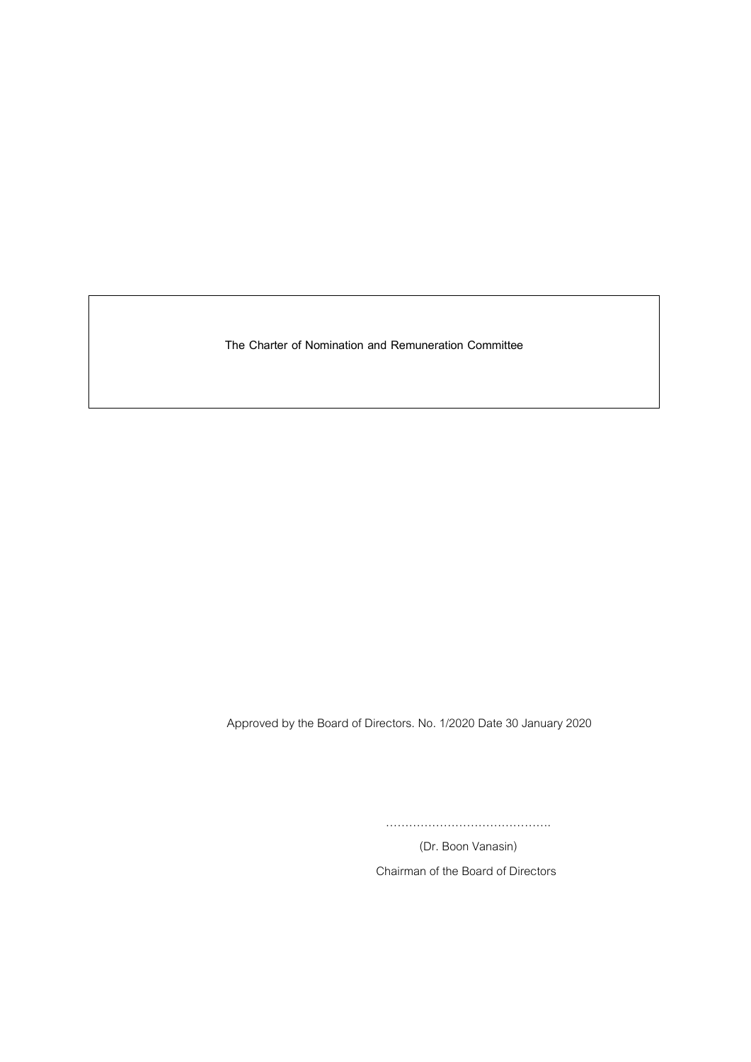# The Charter of Nomination and Remuneration Committee

Approved by the Board of Directors. No. 1/2020 Date 30 January 2020

…………………………………….

(Dr. Boon Vanasin)

Chairman of the Board of Directors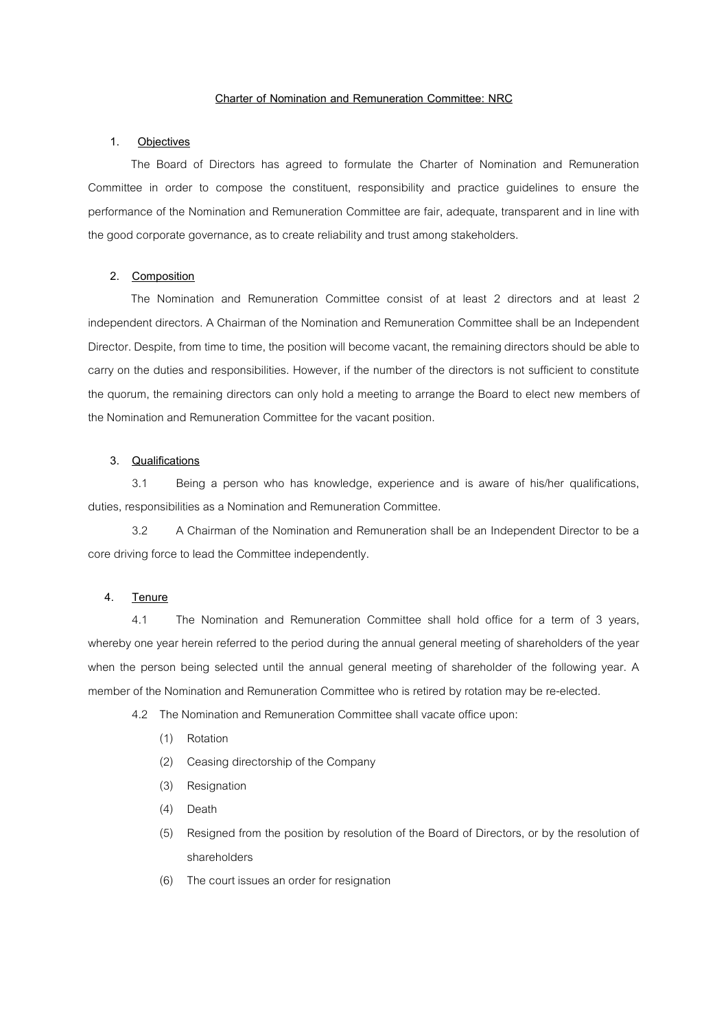**Charter of Nomination and Remuneration Committee: NRC**

## 1. Objectives

The Board of Directors has agreed to formulate the Charter of Nomination and Remuneration Committee in order to compose the constituent, responsibility and practice guidelines to ensure the performance of the Nomination and Remuneration Committee are fair, adequate, transparent and in line with the good corporate governance, as to create reliability and trust among stakeholders.

## 2. Composition

The Nomination and Remuneration Committee consist of at least 2 directors and at least 2 independent directors. A Chairman of the Nomination and Remuneration Committee shall be an Independent Director. Despite, from time to time, the position will become vacant, the remaining directors should be able to carry on the duties and responsibilities. However, if the number of the directors is not sufficient to constitute the quorum, the remaining directors can only hold a meeting to arrange the Board to elect new members of the Nomination and Remuneration Committee for the vacant position.

## 3. Qualifications

3.1 Being a person who has knowledge, experience and is aware of his/her qualifications, duties, responsibilities as a Nomination and Remuneration Committee.

3.2 A Chairman of the Nomination and Remuneration shall be an Independent Director to be a core driving force to lead the Committee independently.

## 4. Tenure

4.1 The Nomination and Remuneration Committee shall hold office for a term of 3 years, whereby one year herein referred to the period during the annual general meeting of shareholders of the year when the person being selected until the annual general meeting of shareholder of the following year. A member of the Nomination and Remuneration Committee who is retired by rotation may be re-elected.

4.2 The Nomination and Remuneration Committee shall vacate office upon:

(1) Rotation

(2) Ceasing directorship of the Company

(3) Resignation

(4) Death

(5) Resigned from the position by resolution of the Board of Directors, or by the resolution of shareholders

(6) The court issues an order for resignation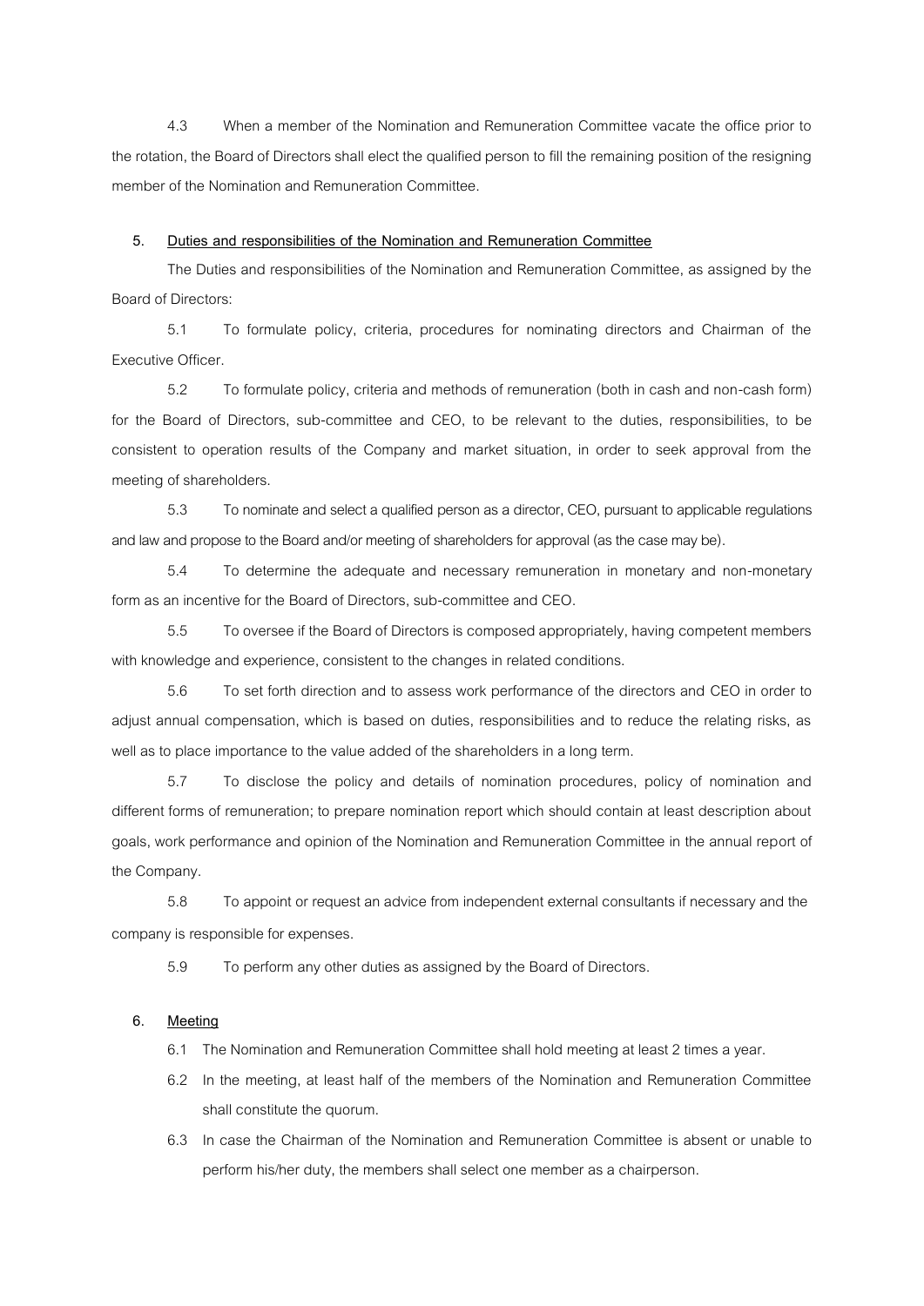4.3 When a member of the Nomination and Remuneration Committee vacate the office prior to the rotation, the Board of Directors shall elect the qualified person to fill the remaining position of the resigning member of the Nomination and Remuneration Committee.

**5. <u>Duties and responsibilities of the Nomination and Remuneration Committee</u>**

The Duties and responsibilities of the Nomination and Remuneration Committee, as assigned by the Board of Directors:

5.1 To formulate policy, criteria, procedures for nominating directors and Chairman of the Executive Officer.

5.2 To formulate policy, criteria and methods of remuneration (both in cash and non-cash form) for the Board of Directors, sub-committee and CEO, to be relevant to the duties, responsibilities, to be consistent to operation results of the Company and market situation, in order to seek approval from the meeting of shareholders.

5.3 To nominate and select a qualified person as a director, CEO, pursuant to applicable regulations and law and propose to the Board and/or meeting of shareholders for approval (as the case may be).

5.4 To determine the adequate and necessary remuneration in monetary and non-monetary form as an incentive for the Board of Directors, sub-committee and CEO.

5.5 To oversee if the Board of Directors is composed appropriately, having competent members with knowledge and experience, consistent to the changes in related conditions.

5.6 To set forth direction and to assess work performance of the directors and CEO in order to adjust annual compensation, which is based on duties, responsibilities and to reduce the relating risks, as well as to place importance to the value added of the shareholders in a long term.

5.7 To disclose the policy and details of nomination procedures, policy of nomination and different forms of remuneration; to prepare nomination report which should contain at least description about goals, work performance and opinion of the Nomination and Remuneration Committee in the annual report of the Company.

5.8 To appoint or request an advice from independent external consultants if necessary and the company is responsible for expenses.

5.9 To perform any other duties as assigned by the Board of Directors.

**6. <u>Meeting</u>**

6.1 The Nomination and Remuneration Committee shall hold meeting at least 2 times a year.

6.2 In the meeting, at least half of the members of the Nomination and Remuneration Committee shall constitute the quorum.

6.3 In case the Chairman of the Nomination and Remuneration Committee is absent or unable to perform his/her duty, the members shall select one member as a chairperson.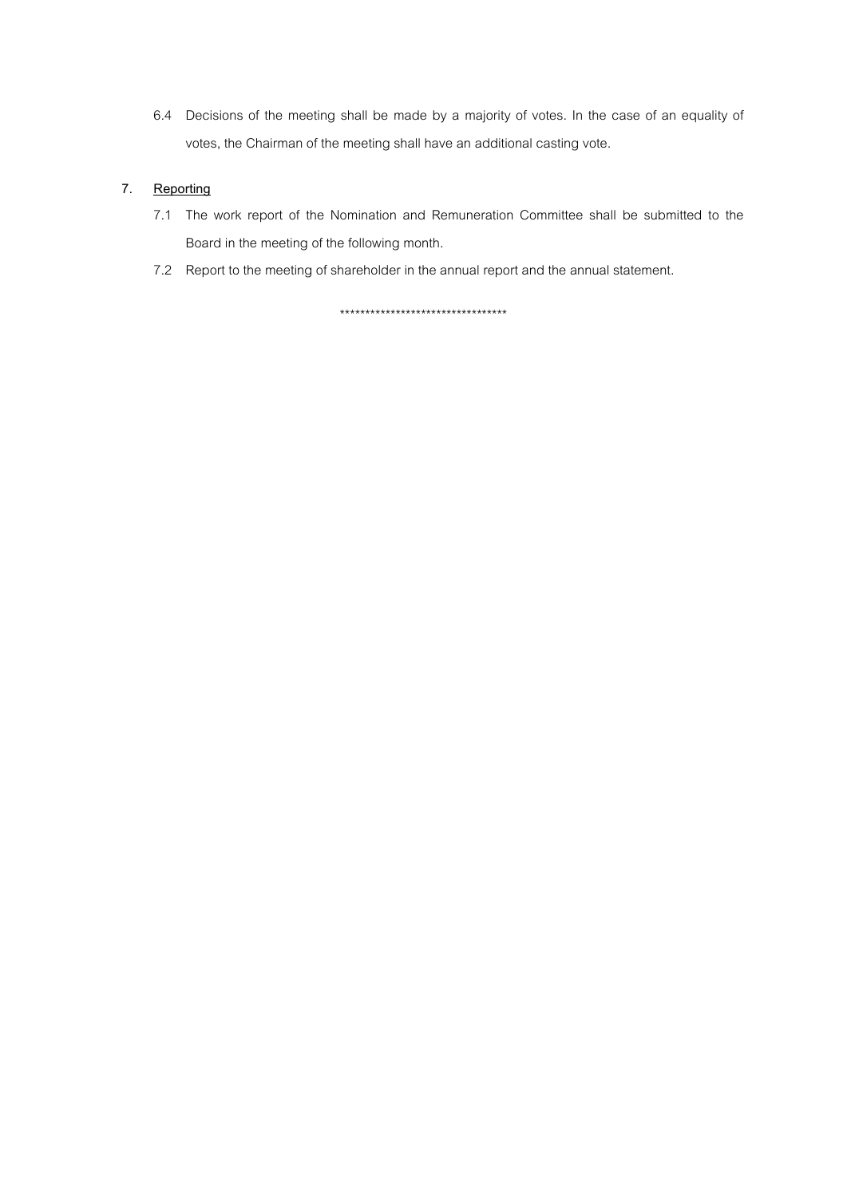6.4 Decisions of the meeting shall be made by a majority of votes. In the case of an equality of votes, the Chairman of the meeting shall have an additional casting vote.

7. **Reporting**

7.1 The work report of the Nomination and Remuneration Committee shall be submitted to the Board in the meeting of the following month.

7.2 Report to the meeting of shareholder in the annual report and the annual statement.

*********************************